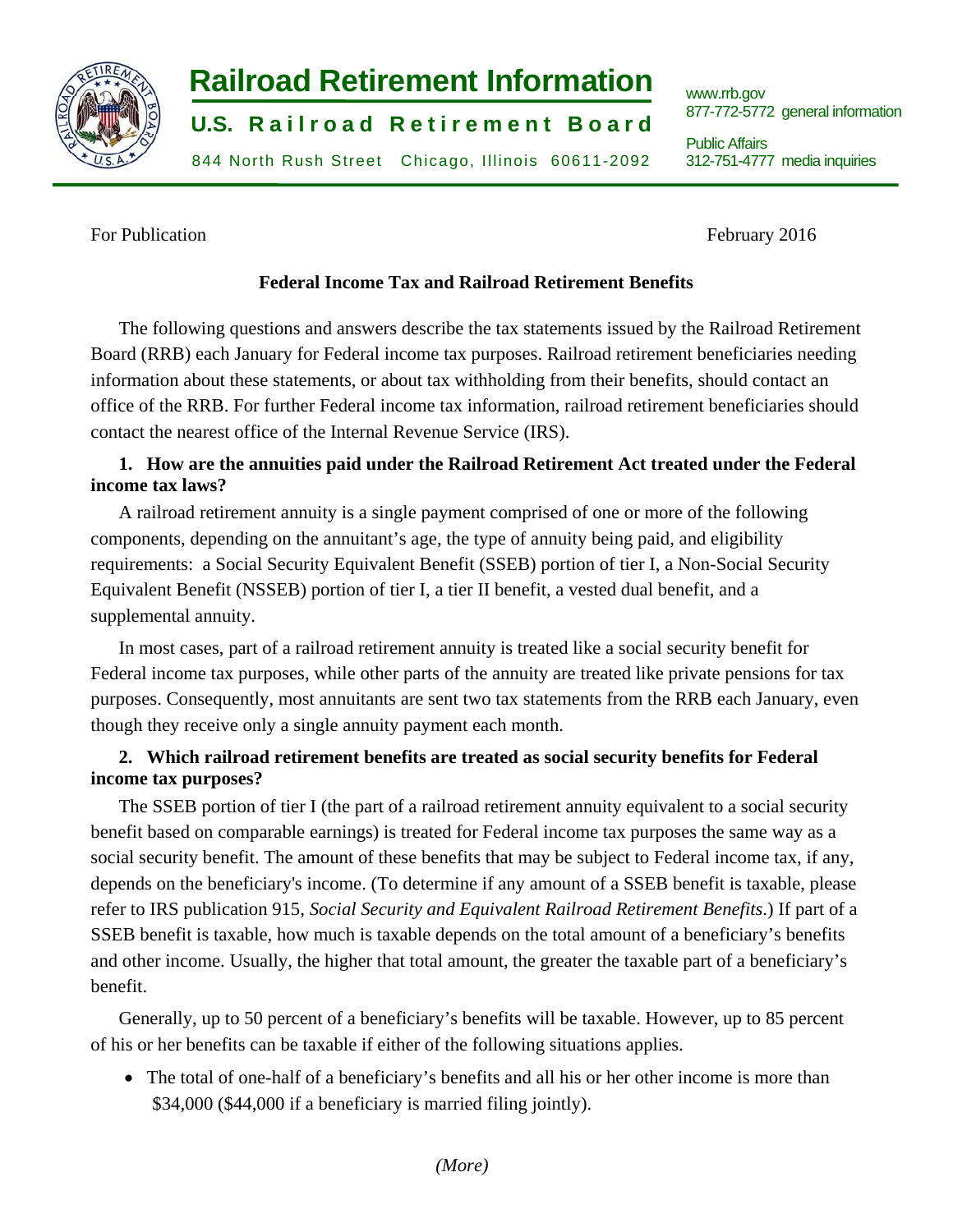# Railroad Retirement Information

**U.S. Railroad Retirement Board**

844 North Rush Street Chicago, Illinois 60611-2092

www.rrb.gov
877-772-5772 general information

Public Affairs
312-751-4777 media inquiries

For Publication

February 2016

## Federal Income Tax and Railroad Retirement Benefits

The following questions and answers describe the tax statements issued by the Railroad Retirement Board (RRB) each January for Federal income tax purposes. Railroad retirement beneficiaries needing information about these statements, or about tax withholding from their benefits, should contact an office of the RRB. For further Federal income tax information, railroad retirement beneficiaries should contact the nearest office of the Internal Revenue Service (IRS).

### 1. How are the annuities paid under the Railroad Retirement Act treated under the Federal income tax laws?

A railroad retirement annuity is a single payment comprised of one or more of the following components, depending on the annuitant's age, the type of annuity being paid, and eligibility requirements: a Social Security Equivalent Benefit (SSEB) portion of tier I, a Non-Social Security Equivalent Benefit (NSSEB) portion of tier I, a tier II benefit, a vested dual benefit, and a supplemental annuity.

In most cases, part of a railroad retirement annuity is treated like a social security benefit for Federal income tax purposes, while other parts of the annuity are treated like private pensions for tax purposes. Consequently, most annuitants are sent two tax statements from the RRB each January, even though they receive only a single annuity payment each month.

### 2. Which railroad retirement benefits are treated as social security benefits for Federal income tax purposes?

The SSEB portion of tier I (the part of a railroad retirement annuity equivalent to a social security benefit based on comparable earnings) is treated for Federal income tax purposes the same way as a social security benefit. The amount of these benefits that may be subject to Federal income tax, if any, depends on the beneficiary's income. (To determine if any amount of a SSEB benefit is taxable, please refer to IRS publication 915, *Social Security and Equivalent Railroad Retirement Benefits*.) If part of a SSEB benefit is taxable, how much is taxable depends on the total amount of a beneficiary's benefits and other income. Usually, the higher that total amount, the greater the taxable part of a beneficiary's benefit.

Generally, up to 50 percent of a beneficiary's benefits will be taxable. However, up to 85 percent of his or her benefits can be taxable if either of the following situations applies.

- The total of one-half of a beneficiary's benefits and all his or her other income is more than $34,000 ($44,000 if a beneficiary is married filing jointly).

*(More)*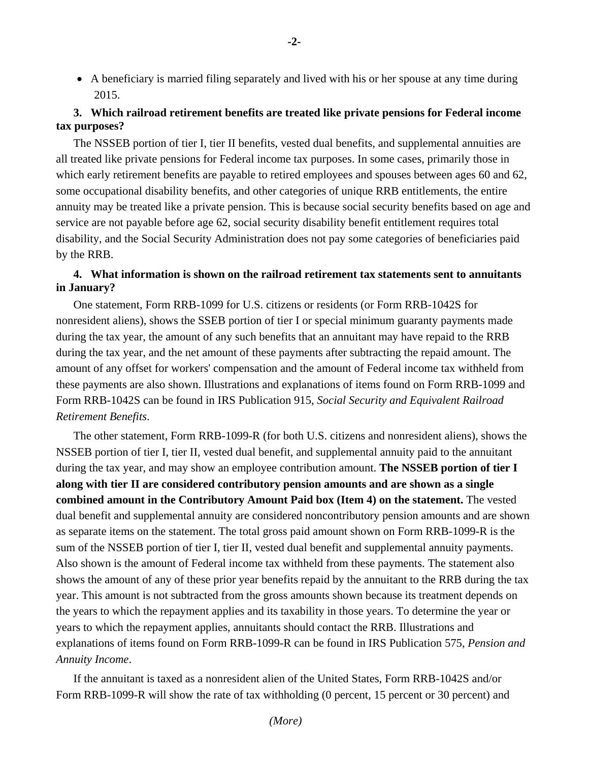- A beneficiary is married filing separately and lived with his or her spouse at any time during 2015.

**3. Which railroad retirement benefits are treated like private pensions for Federal income tax purposes?**

The NSSEB portion of tier I, tier II benefits, vested dual benefits, and supplemental annuities are all treated like private pensions for Federal income tax purposes. In some cases, primarily those in which early retirement benefits are payable to retired employees and spouses between ages 60 and 62, some occupational disability benefits, and other categories of unique RRB entitlements, the entire annuity may be treated like a private pension. This is because social security benefits based on age and service are not payable before age 62, social security disability benefit entitlement requires total disability, and the Social Security Administration does not pay some categories of beneficiaries paid by the RRB.

**4. What information is shown on the railroad retirement tax statements sent to annuitants in January?**

One statement, Form RRB-1099 for U.S. citizens or residents (or Form RRB-1042S for nonresident aliens), shows the SSEB portion of tier I or special minimum guaranty payments made during the tax year, the amount of any such benefits that an annuitant may have repaid to the RRB during the tax year, and the net amount of these payments after subtracting the repaid amount. The amount of any offset for workers' compensation and the amount of Federal income tax withheld from these payments are also shown. Illustrations and explanations of items found on Form RRB-1099 and Form RRB-1042S can be found in IRS Publication 915, *Social Security and Equivalent Railroad Retirement Benefits*.

The other statement, Form RRB-1099-R (for both U.S. citizens and nonresident aliens), shows the NSSEB portion of tier I, tier II, vested dual benefit, and supplemental annuity paid to the annuitant during the tax year, and may show an employee contribution amount. **The NSSEB portion of tier I along with tier II are considered contributory pension amounts and are shown as a single combined amount in the Contributory Amount Paid box (Item 4) on the statement.** The vested dual benefit and supplemental annuity are considered noncontributory pension amounts and are shown as separate items on the statement. The total gross paid amount shown on Form RRB-1099-R is the sum of the NSSEB portion of tier I, tier II, vested dual benefit and supplemental annuity payments. Also shown is the amount of Federal income tax withheld from these payments. The statement also shows the amount of any of these prior year benefits repaid by the annuitant to the RRB during the tax year. This amount is not subtracted from the gross amounts shown because its treatment depends on the years to which the repayment applies and its taxability in those years. To determine the year or years to which the repayment applies, annuitants should contact the RRB. Illustrations and explanations of items found on Form RRB-1099-R can be found in IRS Publication 575, *Pension and Annuity Income*.

If the annuitant is taxed as a nonresident alien of the United States, Form RRB-1042S and/or Form RRB-1099-R will show the rate of tax withholding (0 percent, 15 percent or 30 percent) and

*(More)*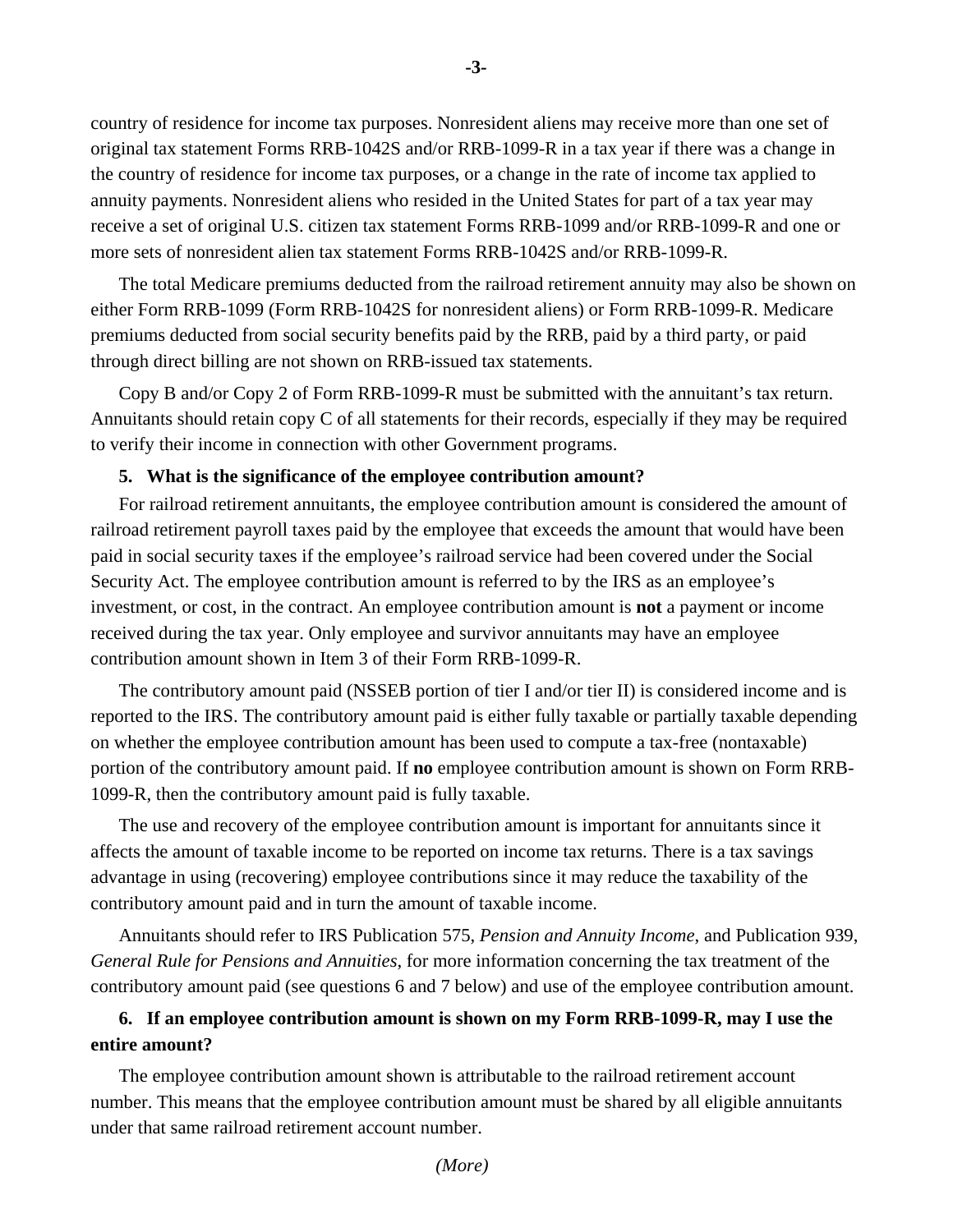country of residence for income tax purposes. Nonresident aliens may receive more than one set of original tax statement Forms RRB-1042S and/or RRB-1099-R in a tax year if there was a change in the country of residence for income tax purposes, or a change in the rate of income tax applied to annuity payments. Nonresident aliens who resided in the United States for part of a tax year may receive a set of original U.S. citizen tax statement Forms RRB-1099 and/or RRB-1099-R and one or more sets of nonresident alien tax statement Forms RRB-1042S and/or RRB-1099-R.

The total Medicare premiums deducted from the railroad retirement annuity may also be shown on either Form RRB-1099 (Form RRB-1042S for nonresident aliens) or Form RRB-1099-R. Medicare premiums deducted from social security benefits paid by the RRB, paid by a third party, or paid through direct billing are not shown on RRB-issued tax statements.

Copy B and/or Copy 2 of Form RRB-1099-R must be submitted with the annuitant's tax return. Annuitants should retain copy C of all statements for their records, especially if they may be required to verify their income in connection with other Government programs.

**5. What is the significance of the employee contribution amount?**

For railroad retirement annuitants, the employee contribution amount is considered the amount of railroad retirement payroll taxes paid by the employee that exceeds the amount that would have been paid in social security taxes if the employee's railroad service had been covered under the Social Security Act. The employee contribution amount is referred to by the IRS as an employee's investment, or cost, in the contract. An employee contribution amount is **not** a payment or income received during the tax year. Only employee and survivor annuitants may have an employee contribution amount shown in Item 3 of their Form RRB-1099-R.

The contributory amount paid (NSSEB portion of tier I and/or tier II) is considered income and is reported to the IRS. The contributory amount paid is either fully taxable or partially taxable depending on whether the employee contribution amount has been used to compute a tax-free (nontaxable) portion of the contributory amount paid. If **no** employee contribution amount is shown on Form RRB-1099-R, then the contributory amount paid is fully taxable.

The use and recovery of the employee contribution amount is important for annuitants since it affects the amount of taxable income to be reported on income tax returns. There is a tax savings advantage in using (recovering) employee contributions since it may reduce the taxability of the contributory amount paid and in turn the amount of taxable income.

Annuitants should refer to IRS Publication 575, *Pension and Annuity Income*, and Publication 939, *General Rule for Pensions and Annuities*, for more information concerning the tax treatment of the contributory amount paid (see questions 6 and 7 below) and use of the employee contribution amount.

**6. If an employee contribution amount is shown on my Form RRB-1099-R, may I use the entire amount?**

The employee contribution amount shown is attributable to the railroad retirement account number. This means that the employee contribution amount must be shared by all eligible annuitants under that same railroad retirement account number.

*(More)*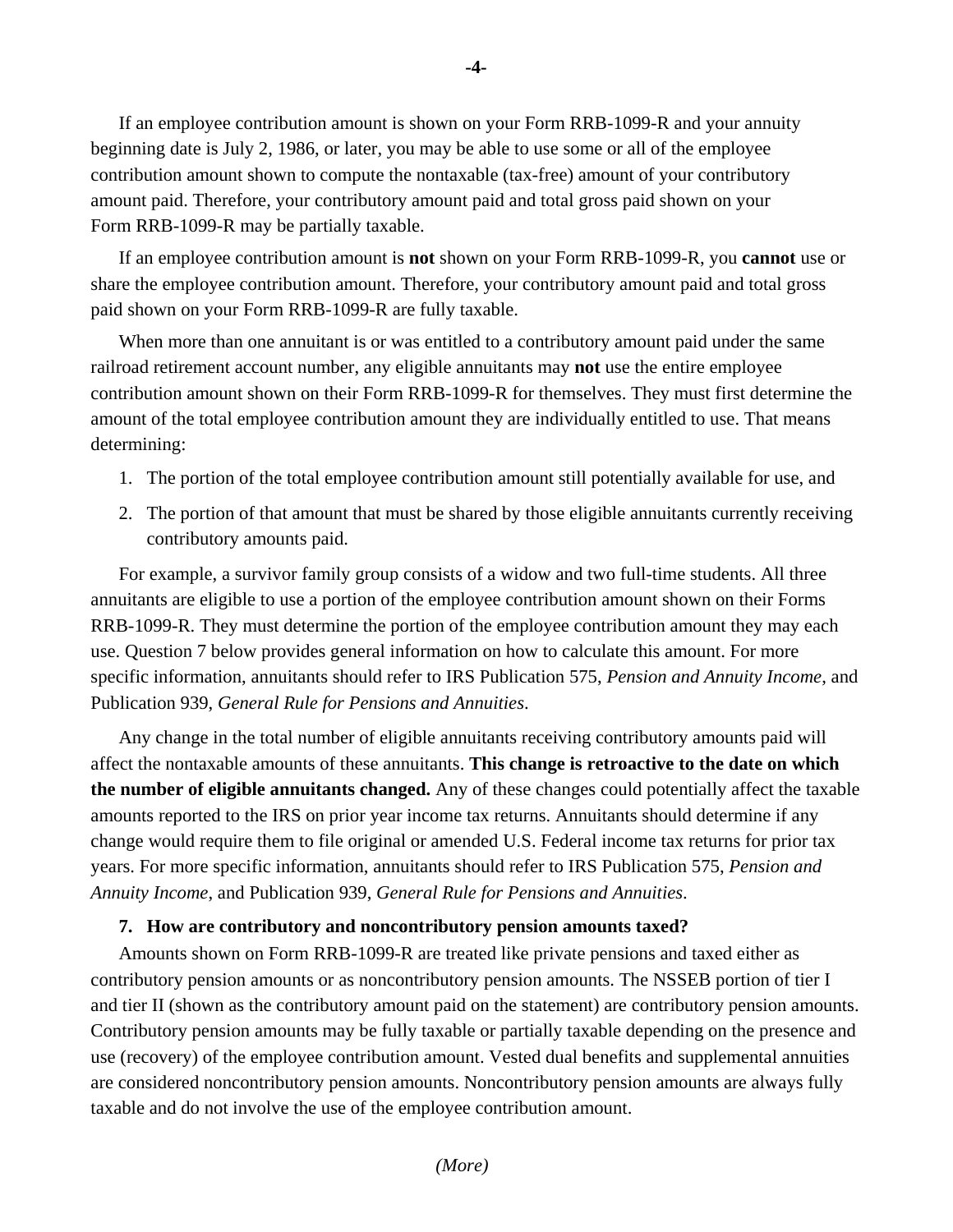If an employee contribution amount is shown on your Form RRB-1099-R and your annuity beginning date is July 2, 1986, or later, you may be able to use some or all of the employee contribution amount shown to compute the nontaxable (tax-free) amount of your contributory amount paid. Therefore, your contributory amount paid and total gross paid shown on your Form RRB-1099-R may be partially taxable.

If an employee contribution amount is **not** shown on your Form RRB-1099-R, you **cannot** use or share the employee contribution amount. Therefore, your contributory amount paid and total gross paid shown on your Form RRB-1099-R are fully taxable.

When more than one annuitant is or was entitled to a contributory amount paid under the same railroad retirement account number, any eligible annuitants may **not** use the entire employee contribution amount shown on their Form RRB-1099-R for themselves. They must first determine the amount of the total employee contribution amount they are individually entitled to use. That means determining:

1. The portion of the total employee contribution amount still potentially available for use, and
2. The portion of that amount that must be shared by those eligible annuitants currently receiving contributory amounts paid.

For example, a survivor family group consists of a widow and two full-time students. All three annuitants are eligible to use a portion of the employee contribution amount shown on their Forms RRB-1099-R. They must determine the portion of the employee contribution amount they may each use. Question 7 below provides general information on how to calculate this amount. For more specific information, annuitants should refer to IRS Publication 575, *Pension and Annuity Income*, and Publication 939, *General Rule for Pensions and Annuities*.

Any change in the total number of eligible annuitants receiving contributory amounts paid will affect the nontaxable amounts of these annuitants. **This change is retroactive to the date on which the number of eligible annuitants changed.** Any of these changes could potentially affect the taxable amounts reported to the IRS on prior year income tax returns. Annuitants should determine if any change would require them to file original or amended U.S. Federal income tax returns for prior tax years. For more specific information, annuitants should refer to IRS Publication 575, *Pension and Annuity Income*, and Publication 939, *General Rule for Pensions and Annuities*.

**7. How are contributory and noncontributory pension amounts taxed?**

Amounts shown on Form RRB-1099-R are treated like private pensions and taxed either as contributory pension amounts or as noncontributory pension amounts. The NSSEB portion of tier I and tier II (shown as the contributory amount paid on the statement) are contributory pension amounts. Contributory pension amounts may be fully taxable or partially taxable depending on the presence and use (recovery) of the employee contribution amount. Vested dual benefits and supplemental annuities are considered noncontributory pension amounts. Noncontributory pension amounts are always fully taxable and do not involve the use of the employee contribution amount.

*(More)*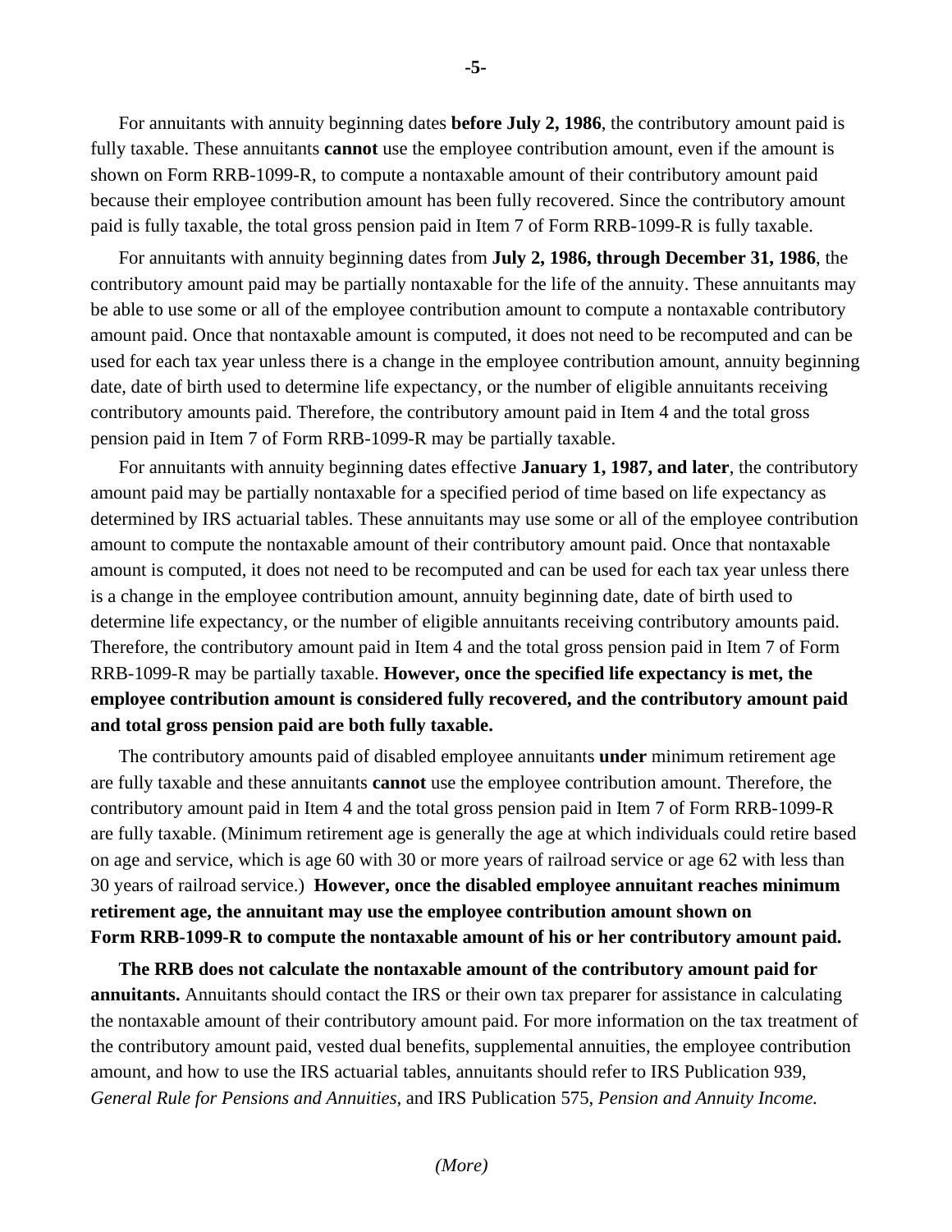For annuitants with annuity beginning dates **before July 2, 1986**, the contributory amount paid is fully taxable. These annuitants **cannot** use the employee contribution amount, even if the amount is shown on Form RRB-1099-R, to compute a nontaxable amount of their contributory amount paid because their employee contribution amount has been fully recovered. Since the contributory amount paid is fully taxable, the total gross pension paid in Item 7 of Form RRB-1099-R is fully taxable.

For annuitants with annuity beginning dates from **July 2, 1986, through December 31, 1986**, the contributory amount paid may be partially nontaxable for the life of the annuity. These annuitants may be able to use some or all of the employee contribution amount to compute a nontaxable contributory amount paid. Once that nontaxable amount is computed, it does not need to be recomputed and can be used for each tax year unless there is a change in the employee contribution amount, annuity beginning date, date of birth used to determine life expectancy, or the number of eligible annuitants receiving contributory amounts paid. Therefore, the contributory amount paid in Item 4 and the total gross pension paid in Item 7 of Form RRB-1099-R may be partially taxable.

For annuitants with annuity beginning dates effective **January 1, 1987, and later**, the contributory amount paid may be partially nontaxable for a specified period of time based on life expectancy as determined by IRS actuarial tables. These annuitants may use some or all of the employee contribution amount to compute the nontaxable amount of their contributory amount paid. Once that nontaxable amount is computed, it does not need to be recomputed and can be used for each tax year unless there is a change in the employee contribution amount, annuity beginning date, date of birth used to determine life expectancy, or the number of eligible annuitants receiving contributory amounts paid. Therefore, the contributory amount paid in Item 4 and the total gross pension paid in Item 7 of Form RRB-1099-R may be partially taxable. **However, once the specified life expectancy is met, the employee contribution amount is considered fully recovered, and the contributory amount paid and total gross pension paid are both fully taxable.**

The contributory amounts paid of disabled employee annuitants **under** minimum retirement age are fully taxable and these annuitants **cannot** use the employee contribution amount. Therefore, the contributory amount paid in Item 4 and the total gross pension paid in Item 7 of Form RRB-1099-R are fully taxable. (Minimum retirement age is generally the age at which individuals could retire based on age and service, which is age 60 with 30 or more years of railroad service or age 62 with less than 30 years of railroad service.) **However, once the disabled employee annuitant reaches minimum retirement age, the annuitant may use the employee contribution amount shown on Form RRB-1099-R to compute the nontaxable amount of his or her contributory amount paid.**

**The RRB does not calculate the nontaxable amount of the contributory amount paid for annuitants.** Annuitants should contact the IRS or their own tax preparer for assistance in calculating the nontaxable amount of their contributory amount paid. For more information on the tax treatment of the contributory amount paid, vested dual benefits, supplemental annuities, the employee contribution amount, and how to use the IRS actuarial tables, annuitants should refer to IRS Publication 939, *General Rule for Pensions and Annuities,* and IRS Publication 575, *Pension and Annuity Income.*

*(More)*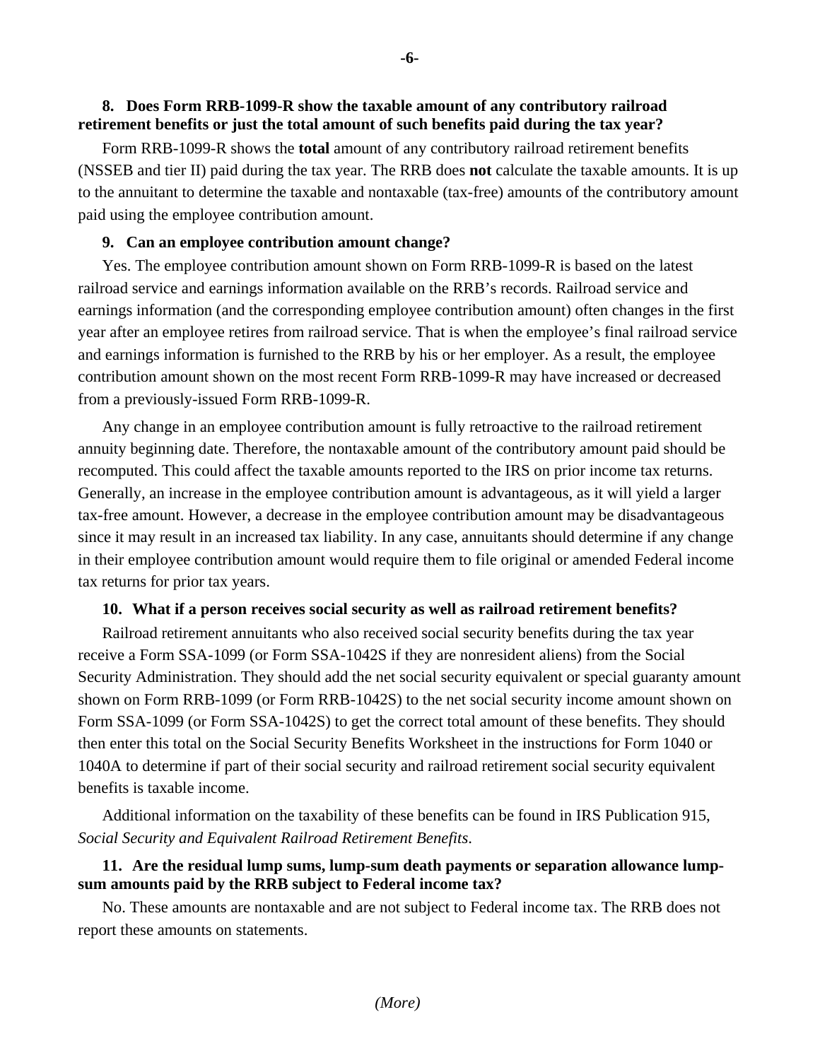**8. Does Form RRB-1099-R show the taxable amount of any contributory railroad retirement benefits or just the total amount of such benefits paid during the tax year?**

Form RRB-1099-R shows the **total** amount of any contributory railroad retirement benefits (NSSEB and tier II) paid during the tax year. The RRB does **not** calculate the taxable amounts. It is up to the annuitant to determine the taxable and nontaxable (tax-free) amounts of the contributory amount paid using the employee contribution amount.

**9. Can an employee contribution amount change?**

Yes. The employee contribution amount shown on Form RRB-1099-R is based on the latest railroad service and earnings information available on the RRB's records. Railroad service and earnings information (and the corresponding employee contribution amount) often changes in the first year after an employee retires from railroad service. That is when the employee's final railroad service and earnings information is furnished to the RRB by his or her employer. As a result, the employee contribution amount shown on the most recent Form RRB-1099-R may have increased or decreased from a previously-issued Form RRB-1099-R.

Any change in an employee contribution amount is fully retroactive to the railroad retirement annuity beginning date. Therefore, the nontaxable amount of the contributory amount paid should be recomputed. This could affect the taxable amounts reported to the IRS on prior income tax returns. Generally, an increase in the employee contribution amount is advantageous, as it will yield a larger tax-free amount. However, a decrease in the employee contribution amount may be disadvantageous since it may result in an increased tax liability. In any case, annuitants should determine if any change in their employee contribution amount would require them to file original or amended Federal income tax returns for prior tax years.

**10. What if a person receives social security as well as railroad retirement benefits?**

Railroad retirement annuitants who also received social security benefits during the tax year receive a Form SSA-1099 (or Form SSA-1042S if they are nonresident aliens) from the Social Security Administration. They should add the net social security equivalent or special guaranty amount shown on Form RRB-1099 (or Form RRB-1042S) to the net social security income amount shown on Form SSA-1099 (or Form SSA-1042S) to get the correct total amount of these benefits. They should then enter this total on the Social Security Benefits Worksheet in the instructions for Form 1040 or 1040A to determine if part of their social security and railroad retirement social security equivalent benefits is taxable income.

Additional information on the taxability of these benefits can be found in IRS Publication 915, *Social Security and Equivalent Railroad Retirement Benefits*.

**11. Are the residual lump sums, lump-sum death payments or separation allowance lump-sum amounts paid by the RRB subject to Federal income tax?**

No. These amounts are nontaxable and are not subject to Federal income tax. The RRB does not report these amounts on statements.

*(More)*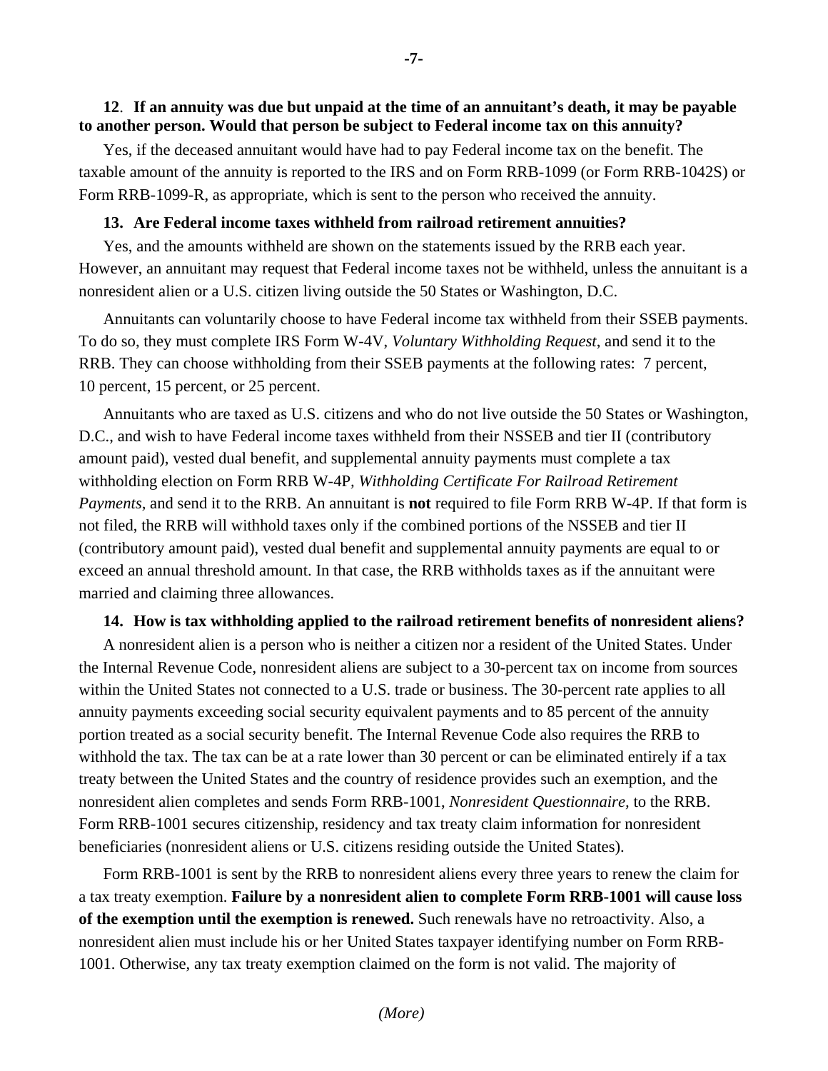**12. If an annuity was due but unpaid at the time of an annuitant's death, it may be payable to another person. Would that person be subject to Federal income tax on this annuity?**

Yes, if the deceased annuitant would have had to pay Federal income tax on the benefit. The taxable amount of the annuity is reported to the IRS and on Form RRB-1099 (or Form RRB-1042S) or Form RRB-1099-R, as appropriate, which is sent to the person who received the annuity.

**13. Are Federal income taxes withheld from railroad retirement annuities?**

Yes, and the amounts withheld are shown on the statements issued by the RRB each year. However, an annuitant may request that Federal income taxes not be withheld, unless the annuitant is a nonresident alien or a U.S. citizen living outside the 50 States or Washington, D.C.

Annuitants can voluntarily choose to have Federal income tax withheld from their SSEB payments. To do so, they must complete IRS Form W-4V, *Voluntary Withholding Request*, and send it to the RRB. They can choose withholding from their SSEB payments at the following rates: 7 percent, 10 percent, 15 percent, or 25 percent.

Annuitants who are taxed as U.S. citizens and who do not live outside the 50 States or Washington, D.C., and wish to have Federal income taxes withheld from their NSSEB and tier II (contributory amount paid), vested dual benefit, and supplemental annuity payments must complete a tax withholding election on Form RRB W-4P, *Withholding Certificate For Railroad Retirement Payments*, and send it to the RRB. An annuitant is **not** required to file Form RRB W-4P. If that form is not filed, the RRB will withhold taxes only if the combined portions of the NSSEB and tier II (contributory amount paid), vested dual benefit and supplemental annuity payments are equal to or exceed an annual threshold amount. In that case, the RRB withholds taxes as if the annuitant were married and claiming three allowances.

**14. How is tax withholding applied to the railroad retirement benefits of nonresident aliens?**

A nonresident alien is a person who is neither a citizen nor a resident of the United States. Under the Internal Revenue Code, nonresident aliens are subject to a 30-percent tax on income from sources within the United States not connected to a U.S. trade or business. The 30-percent rate applies to all annuity payments exceeding social security equivalent payments and to 85 percent of the annuity portion treated as a social security benefit. The Internal Revenue Code also requires the RRB to withhold the tax. The tax can be at a rate lower than 30 percent or can be eliminated entirely if a tax treaty between the United States and the country of residence provides such an exemption, and the nonresident alien completes and sends Form RRB-1001, *Nonresident Questionnaire*, to the RRB. Form RRB-1001 secures citizenship, residency and tax treaty claim information for nonresident beneficiaries (nonresident aliens or U.S. citizens residing outside the United States).

Form RRB-1001 is sent by the RRB to nonresident aliens every three years to renew the claim for a tax treaty exemption. **Failure by a nonresident alien to complete Form RRB-1001 will cause loss of the exemption until the exemption is renewed.** Such renewals have no retroactivity. Also, a nonresident alien must include his or her United States taxpayer identifying number on Form RRB-1001. Otherwise, any tax treaty exemption claimed on the form is not valid. The majority of

*(More)*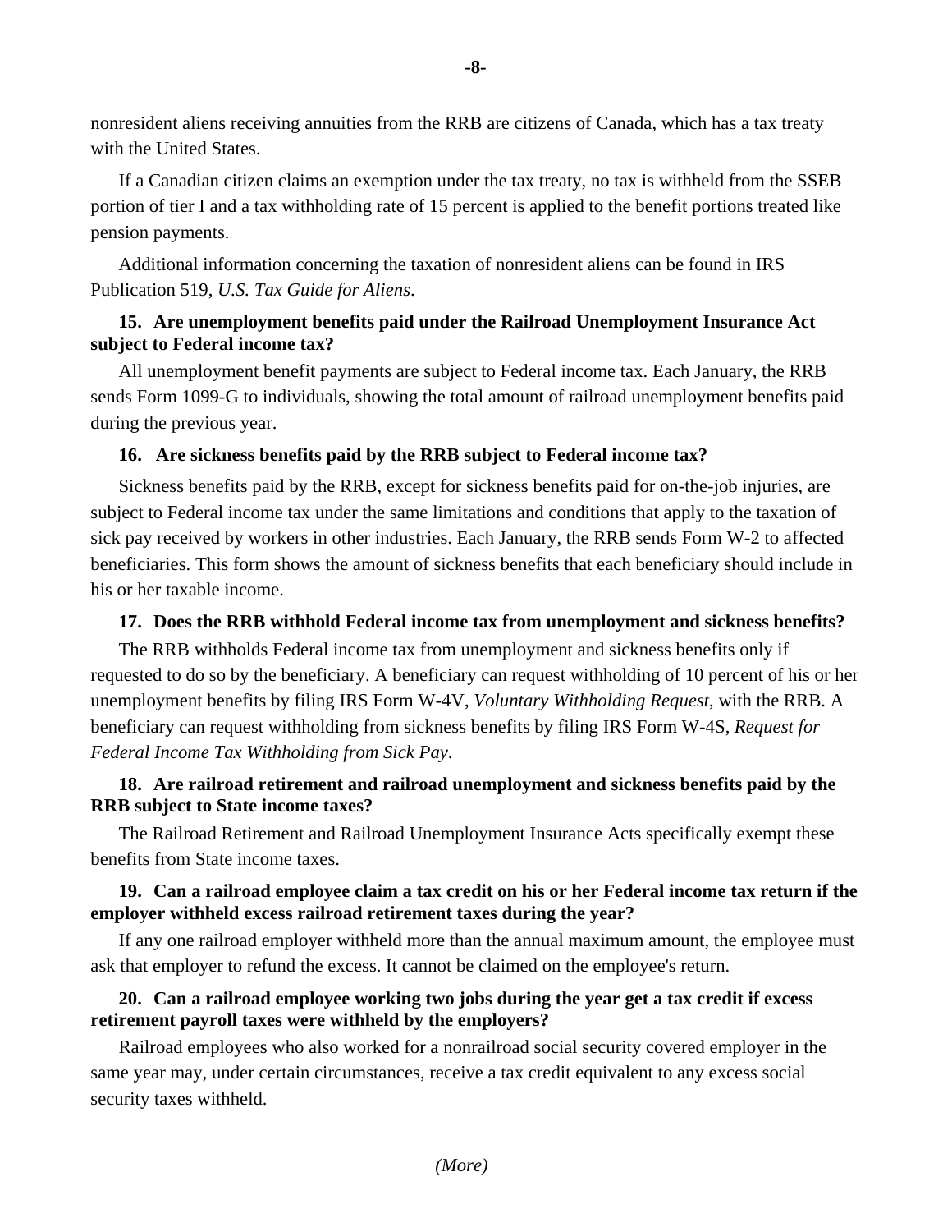nonresident aliens receiving annuities from the RRB are citizens of Canada, which has a tax treaty with the United States.

If a Canadian citizen claims an exemption under the tax treaty, no tax is withheld from the SSEB portion of tier I and a tax withholding rate of 15 percent is applied to the benefit portions treated like pension payments.

Additional information concerning the taxation of nonresident aliens can be found in IRS Publication 519, *U.S. Tax Guide for Aliens*.

**15. Are unemployment benefits paid under the Railroad Unemployment Insurance Act subject to Federal income tax?**

All unemployment benefit payments are subject to Federal income tax. Each January, the RRB sends Form 1099-G to individuals, showing the total amount of railroad unemployment benefits paid during the previous year.

**16. Are sickness benefits paid by the RRB subject to Federal income tax?**

Sickness benefits paid by the RRB, except for sickness benefits paid for on-the-job injuries, are subject to Federal income tax under the same limitations and conditions that apply to the taxation of sick pay received by workers in other industries. Each January, the RRB sends Form W-2 to affected beneficiaries. This form shows the amount of sickness benefits that each beneficiary should include in his or her taxable income.

**17. Does the RRB withhold Federal income tax from unemployment and sickness benefits?**

The RRB withholds Federal income tax from unemployment and sickness benefits only if requested to do so by the beneficiary. A beneficiary can request withholding of 10 percent of his or her unemployment benefits by filing IRS Form W-4V, *Voluntary Withholding Request*, with the RRB. A beneficiary can request withholding from sickness benefits by filing IRS Form W-4S, *Request for Federal Income Tax Withholding from Sick Pay*.

**18. Are railroad retirement and railroad unemployment and sickness benefits paid by the RRB subject to State income taxes?**

The Railroad Retirement and Railroad Unemployment Insurance Acts specifically exempt these benefits from State income taxes.

**19. Can a railroad employee claim a tax credit on his or her Federal income tax return if the employer withheld excess railroad retirement taxes during the year?**

If any one railroad employer withheld more than the annual maximum amount, the employee must ask that employer to refund the excess. It cannot be claimed on the employee's return.

**20. Can a railroad employee working two jobs during the year get a tax credit if excess retirement payroll taxes were withheld by the employers?**

Railroad employees who also worked for a nonrailroad social security covered employer in the same year may, under certain circumstances, receive a tax credit equivalent to any excess social security taxes withheld.

*(More)*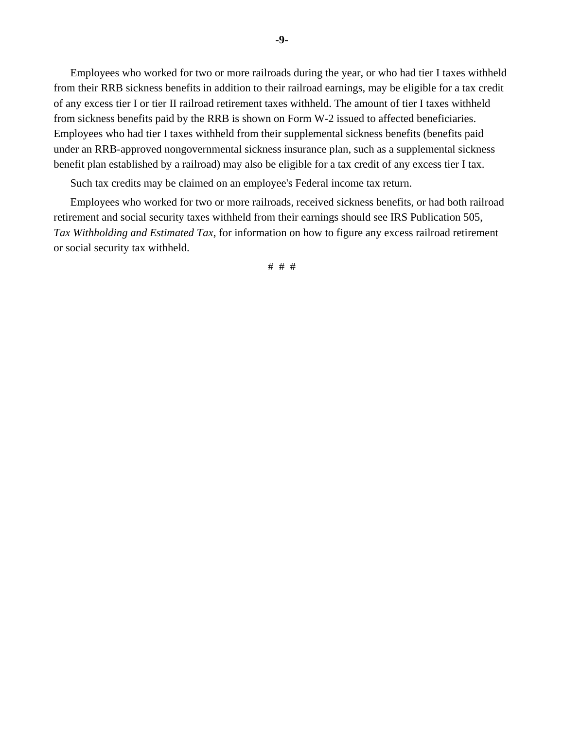Employees who worked for two or more railroads during the year, or who had tier I taxes withheld from their RRB sickness benefits in addition to their railroad earnings, may be eligible for a tax credit of any excess tier I or tier II railroad retirement taxes withheld. The amount of tier I taxes withheld from sickness benefits paid by the RRB is shown on Form W-2 issued to affected beneficiaries. Employees who had tier I taxes withheld from their supplemental sickness benefits (benefits paid under an RRB-approved nongovernmental sickness insurance plan, such as a supplemental sickness benefit plan established by a railroad) may also be eligible for a tax credit of any excess tier I tax.

Such tax credits may be claimed on an employee's Federal income tax return.

Employees who worked for two or more railroads, received sickness benefits, or had both railroad retirement and social security taxes withheld from their earnings should see IRS Publication 505, *Tax Withholding and Estimated Tax*, for information on how to figure any excess railroad retirement or social security tax withheld.

# # #